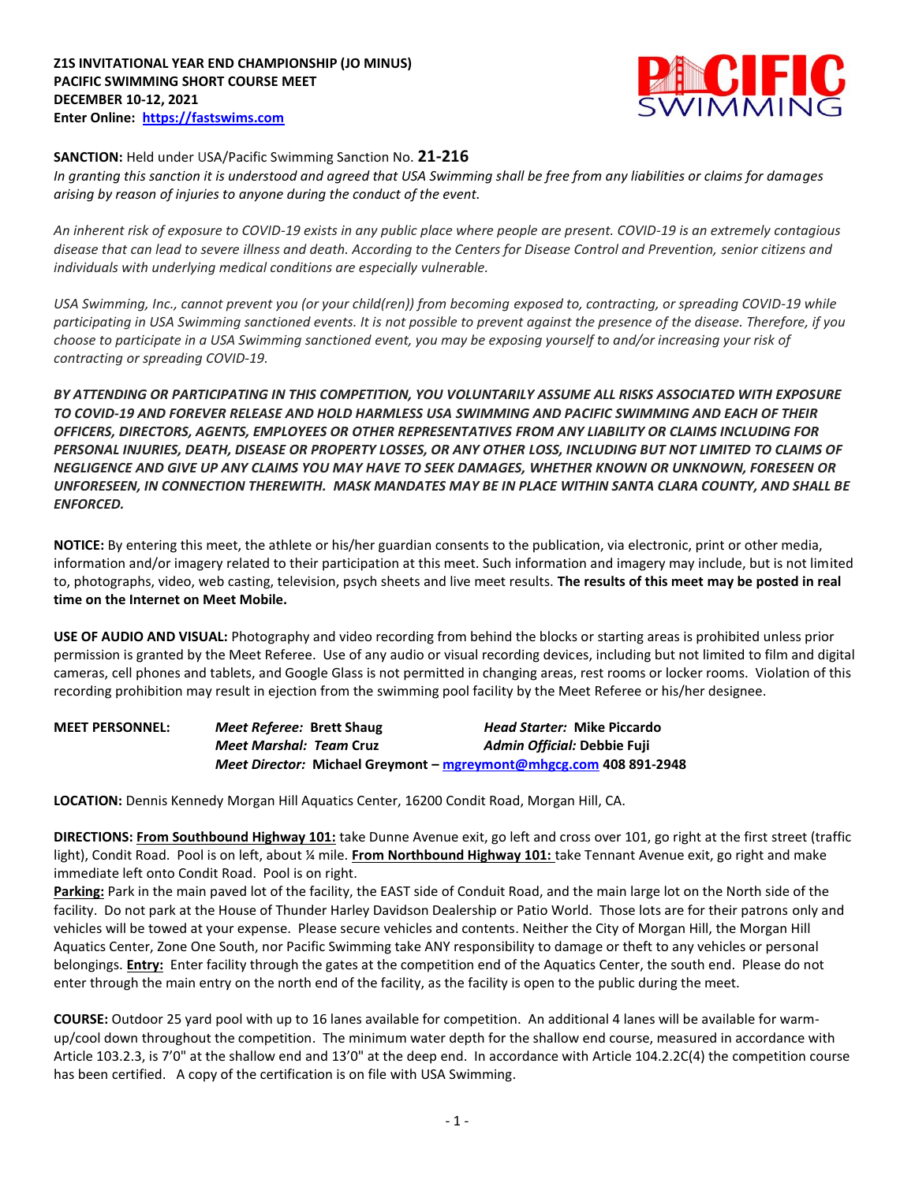**Z1S INVITATIONAL YEAR END CHAMPIONSHIP (JO MINUS)**
**PACIFIC SWIMMING SHORT COURSE MEET**
**DECEMBER 10-12, 2021**
**Enter Online: [https://fastswims.com](https://fastswims.com)**

**SANCTION:** Held under USA/Pacific Swimming Sanction No. **21-216**
*In granting this sanction it is understood and agreed that USA Swimming shall be free from any liabilities or claims for damages arising by reason of injuries to anyone during the conduct of the event.*

*An inherent risk of exposure to COVID-19 exists in any public place where people are present. COVID-19 is an extremely contagious disease that can lead to severe illness and death. According to the Centers for Disease Control and Prevention, senior citizens and individuals with underlying medical conditions are especially vulnerable.*

*USA Swimming, Inc., cannot prevent you (or your child(ren)) from becoming exposed to, contracting, or spreading COVID-19 while participating in USA Swimming sanctioned events. It is not possible to prevent against the presence of the disease. Therefore, if you choose to participate in a USA Swimming sanctioned event, you may be exposing yourself to and/or increasing your risk of contracting or spreading COVID-19.*

***BY ATTENDING OR PARTICIPATING IN THIS COMPETITION, YOU VOLUNTARILY ASSUME ALL RISKS ASSOCIATED WITH EXPOSURE TO COVID-19 AND FOREVER RELEASE AND HOLD HARMLESS USA SWIMMING AND PACIFIC SWIMMING AND EACH OF THEIR OFFICERS, DIRECTORS, AGENTS, EMPLOYEES OR OTHER REPRESENTATIVES FROM ANY LIABILITY OR CLAIMS INCLUDING FOR PERSONAL INJURIES, DEATH, DISEASE OR PROPERTY LOSSES, OR ANY OTHER LOSS, INCLUDING BUT NOT LIMITED TO CLAIMS OF NEGLIGENCE AND GIVE UP ANY CLAIMS YOU MAY HAVE TO SEEK DAMAGES, WHETHER KNOWN OR UNKNOWN, FORESEEN OR UNFORESEEN, IN CONNECTION THEREWITH. MASK MANDATES MAY BE IN PLACE WITHIN SANTA CLARA COUNTY, AND SHALL BE ENFORCED.***

**NOTICE:** By entering this meet, the athlete or his/her guardian consents to the publication, via electronic, print or other media, information and/or imagery related to their participation at this meet. Such information and imagery may include, but is not limited to, photographs, video, web casting, television, psych sheets and live meet results. **The results of this meet may be posted in real time on the Internet on Meet Mobile.**

**USE OF AUDIO AND VISUAL:** Photography and video recording from behind the blocks or starting areas is prohibited unless prior permission is granted by the Meet Referee. Use of any audio or visual recording devices, including but not limited to film and digital cameras, cell phones and tablets, and Google Glass is not permitted in changing areas, rest rooms or locker rooms. Violation of this recording prohibition may result in ejection from the swimming pool facility by the Meet Referee or his/her designee.

**MEET PERSONNEL:**
- ***Meet Referee:*** **Brett Shaug**
- ***Head Starter:*** **Mike Piccardo**
- ***Meet Marshal: Team*** **Cruz**
- ***Admin Official:*** **Debbie Fuji**
- ***Meet Director:*** **Michael Greymont – [mgreymont@mhgcg.com](mailto:mgreymont@mhgcg.com) 408 891-2948**

**LOCATION:** Dennis Kennedy Morgan Hill Aquatics Center, 16200 Condit Road, Morgan Hill, CA.

**DIRECTIONS:** **From Southbound Highway 101:** take Dunne Avenue exit, go left and cross over 101, go right at the first street (traffic light), Condit Road. Pool is on left, about ¼ mile. **From Northbound Highway 101:** take Tennant Avenue exit, go right and make immediate left onto Condit Road. Pool is on right.
**Parking:** Park in the main paved lot of the facility, the EAST side of Conduit Road, and the main large lot on the North side of the facility. Do not park at the House of Thunder Harley Davidson Dealership or Patio World. Those lots are for their patrons only and vehicles will be towed at your expense. Please secure vehicles and contents. Neither the City of Morgan Hill, the Morgan Hill Aquatics Center, Zone One South, nor Pacific Swimming take ANY responsibility to damage or theft to any vehicles or personal belongings. **Entry:** Enter facility through the gates at the competition end of the Aquatics Center, the south end. Please do not enter through the main entry on the north end of the facility, as the facility is open to the public during the meet.

**COURSE:** Outdoor 25 yard pool with up to 16 lanes available for competition. An additional 4 lanes will be available for warm-up/cool down throughout the competition. The minimum water depth for the shallow end course, measured in accordance with Article 103.2.3, is 7'0" at the shallow end and 13'0" at the deep end. In accordance with Article 104.2.2C(4) the competition course has been certified. A copy of the certification is on file with USA Swimming.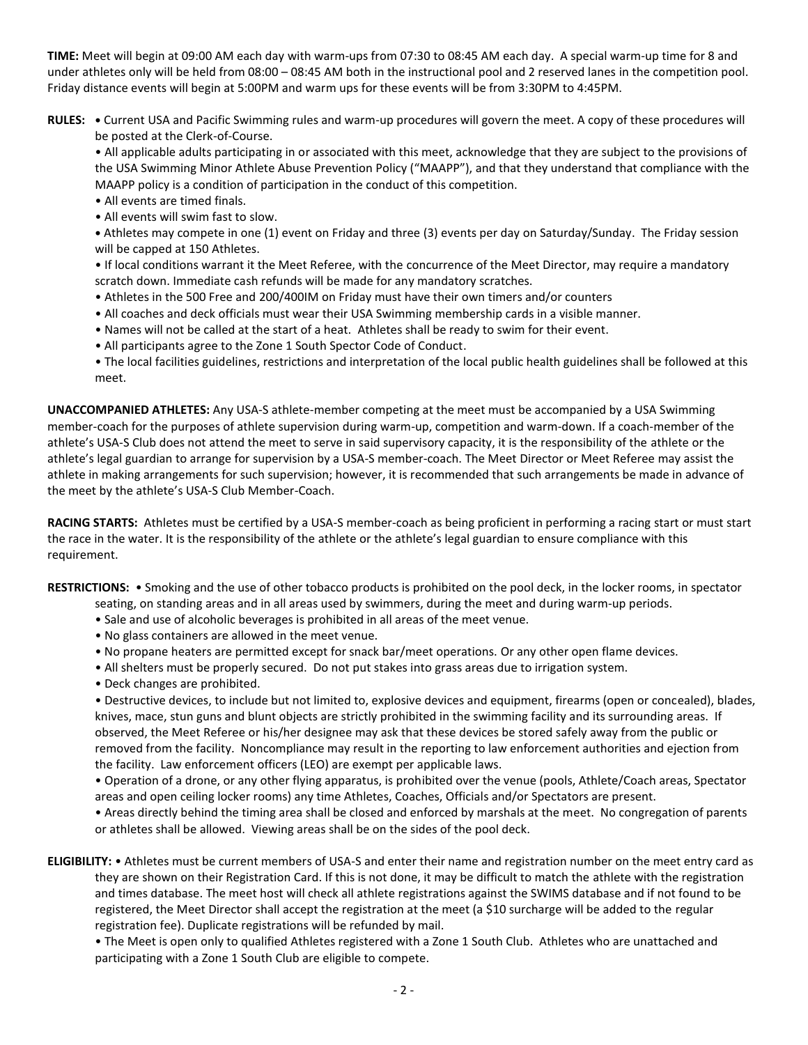**TIME:** Meet will begin at 09:00 AM each day with warm-ups from 07:30 to 08:45 AM each day. A special warm-up time for 8 and under athletes only will be held from 08:00 – 08:45 AM both in the instructional pool and 2 reserved lanes in the competition pool. Friday distance events will begin at 5:00PM and warm ups for these events will be from 3:30PM to 4:45PM.

**RULES:**
- Current USA and Pacific Swimming rules and warm-up procedures will govern the meet. A copy of these procedures will be posted at the Clerk-of-Course.
- All applicable adults participating in or associated with this meet, acknowledge that they are subject to the provisions of the USA Swimming Minor Athlete Abuse Prevention Policy ("MAAPP"), and that they understand that compliance with the MAAPP policy is a condition of participation in the conduct of this competition.
- All events are timed finals.
- All events will swim fast to slow.
- Athletes may compete in one (1) event on Friday and three (3) events per day on Saturday/Sunday. The Friday session will be capped at 150 Athletes.
- If local conditions warrant it the Meet Referee, with the concurrence of the Meet Director, may require a mandatory scratch down. Immediate cash refunds will be made for any mandatory scratches.
- Athletes in the 500 Free and 200/400IM on Friday must have their own timers and/or counters
- All coaches and deck officials must wear their USA Swimming membership cards in a visible manner.
- Names will not be called at the start of a heat. Athletes shall be ready to swim for their event.
- All participants agree to the Zone 1 South Spector Code of Conduct.
- The local facilities guidelines, restrictions and interpretation of the local public health guidelines shall be followed at this meet.

**UNACCOMPANIED ATHLETES:** Any USA-S athlete-member competing at the meet must be accompanied by a USA Swimming member-coach for the purposes of athlete supervision during warm-up, competition and warm-down. If a coach-member of the athlete's USA-S Club does not attend the meet to serve in said supervisory capacity, it is the responsibility of the athlete or the athlete's legal guardian to arrange for supervision by a USA-S member-coach. The Meet Director or Meet Referee may assist the athlete in making arrangements for such supervision; however, it is recommended that such arrangements be made in advance of the meet by the athlete's USA-S Club Member-Coach.

**RACING STARTS:** Athletes must be certified by a USA-S member-coach as being proficient in performing a racing start or must start the race in the water. It is the responsibility of the athlete or the athlete's legal guardian to ensure compliance with this requirement.

**RESTRICTIONS:**
- Smoking and the use of other tobacco products is prohibited on the pool deck, in the locker rooms, in spectator seating, on standing areas and in all areas used by swimmers, during the meet and during warm-up periods.
- Sale and use of alcoholic beverages is prohibited in all areas of the meet venue.
- No glass containers are allowed in the meet venue.
- No propane heaters are permitted except for snack bar/meet operations. Or any other open flame devices.
- All shelters must be properly secured. Do not put stakes into grass areas due to irrigation system.
- Deck changes are prohibited.
- Destructive devices, to include but not limited to, explosive devices and equipment, firearms (open or concealed), blades, knives, mace, stun guns and blunt objects are strictly prohibited in the swimming facility and its surrounding areas. If observed, the Meet Referee or his/her designee may ask that these devices be stored safely away from the public or removed from the facility. Noncompliance may result in the reporting to law enforcement authorities and ejection from the facility. Law enforcement officers (LEO) are exempt per applicable laws.
- Operation of a drone, or any other flying apparatus, is prohibited over the venue (pools, Athlete/Coach areas, Spectator areas and open ceiling locker rooms) any time Athletes, Coaches, Officials and/or Spectators are present.
- Areas directly behind the timing area shall be closed and enforced by marshals at the meet. No congregation of parents or athletes shall be allowed. Viewing areas shall be on the sides of the pool deck.

**ELIGIBILITY:**
- Athletes must be current members of USA-S and enter their name and registration number on the meet entry card as they are shown on their Registration Card. If this is not done, it may be difficult to match the athlete with the registration and times database. The meet host will check all athlete registrations against the SWIMS database and if not found to be registered, the Meet Director shall accept the registration at the meet (a $10 surcharge will be added to the regular registration fee). Duplicate registrations will be refunded by mail.
- The Meet is open only to qualified Athletes registered with a Zone 1 South Club. Athletes who are unattached and participating with a Zone 1 South Club are eligible to compete.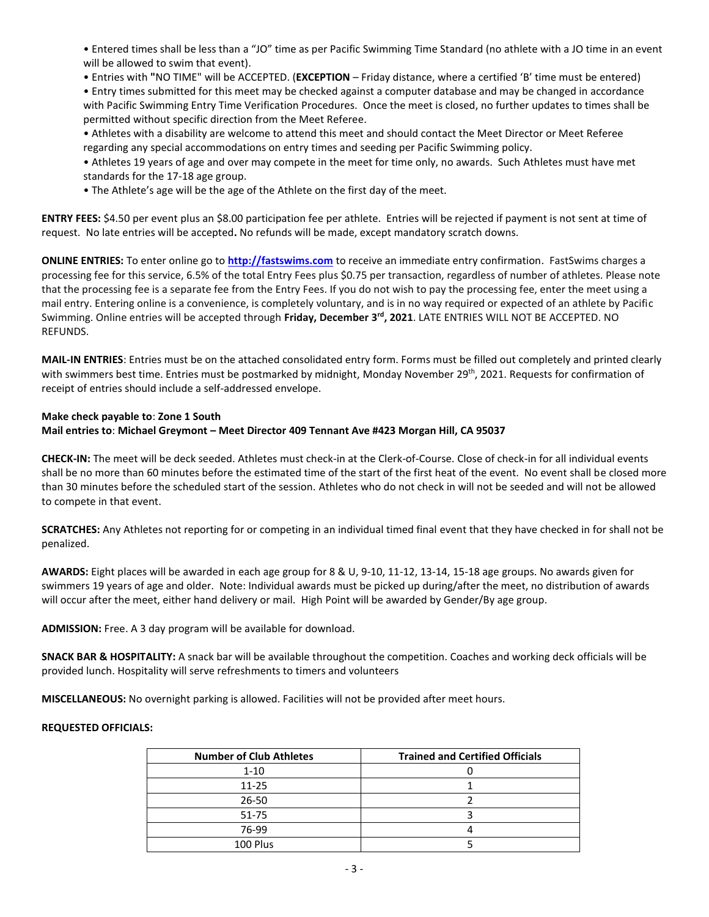• Entered times shall be less than a "JO" time as per Pacific Swimming Time Standard (no athlete with a JO time in an event will be allowed to swim that event).

• Entries with "NO TIME" will be ACCEPTED. (**EXCEPTION** – Friday distance, where a certified 'B' time must be entered)

• Entry times submitted for this meet may be checked against a computer database and may be changed in accordance with Pacific Swimming Entry Time Verification Procedures. Once the meet is closed, no further updates to times shall be permitted without specific direction from the Meet Referee.

• Athletes with a disability are welcome to attend this meet and should contact the Meet Director or Meet Referee regarding any special accommodations on entry times and seeding per Pacific Swimming policy.

• Athletes 19 years of age and over may compete in the meet for time only, no awards. Such Athletes must have met standards for the 17-18 age group.

• The Athlete's age will be the age of the Athlete on the first day of the meet.

**ENTRY FEES:** $4.50 per event plus an $8.00 participation fee per athlete. Entries will be rejected if payment is not sent at time of request. No late entries will be accepted**.** No refunds will be made, except mandatory scratch downs.

**ONLINE ENTRIES:** To enter online go to **http://fastswims.com** to receive an immediate entry confirmation. FastSwims charges a processing fee for this service, 6.5% of the total Entry Fees plus $0.75 per transaction, regardless of number of athletes. Please note that the processing fee is a separate fee from the Entry Fees. If you do not wish to pay the processing fee, enter the meet using a mail entry. Entering online is a convenience, is completely voluntary, and is in no way required or expected of an athlete by Pacific Swimming. Online entries will be accepted through **Friday, December 3rd, 2021**. LATE ENTRIES WILL NOT BE ACCEPTED. NO REFUNDS.

**MAIL-IN ENTRIES**: Entries must be on the attached consolidated entry form. Forms must be filled out completely and printed clearly with swimmers best time. Entries must be postmarked by midnight, Monday November 29th, 2021. Requests for confirmation of receipt of entries should include a self-addressed envelope.

**Make check payable to**: **Zone 1 South**
**Mail entries to**: **Michael Greymont – Meet Director 409 Tennant Ave #423 Morgan Hill, CA 95037**

**CHECK-IN:** The meet will be deck seeded. Athletes must check-in at the Clerk-of-Course. Close of check-in for all individual events shall be no more than 60 minutes before the estimated time of the start of the first heat of the event. No event shall be closed more than 30 minutes before the scheduled start of the session. Athletes who do not check in will not be seeded and will not be allowed to compete in that event.

**SCRATCHES:** Any Athletes not reporting for or competing in an individual timed final event that they have checked in for shall not be penalized.

**AWARDS:** Eight places will be awarded in each age group for 8 & U, 9-10, 11-12, 13-14, 15-18 age groups. No awards given for swimmers 19 years of age and older. Note: Individual awards must be picked up during/after the meet, no distribution of awards will occur after the meet, either hand delivery or mail. High Point will be awarded by Gender/By age group.

**ADMISSION:** Free. A 3 day program will be available for download.

**SNACK BAR & HOSPITALITY:** A snack bar will be available throughout the competition. Coaches and working deck officials will be provided lunch. Hospitality will serve refreshments to timers and volunteers

**MISCELLANEOUS:** No overnight parking is allowed. Facilities will not be provided after meet hours.

**REQUESTED OFFICIALS:**

| Number of Club Athletes | Trained and Certified Officials |
|---|---|
| 1-10 | 0 |
| 11-25 | 1 |
| 26-50 | 2 |
| 51-75 | 3 |
| 76-99 | 4 |
| 100 Plus | 5 |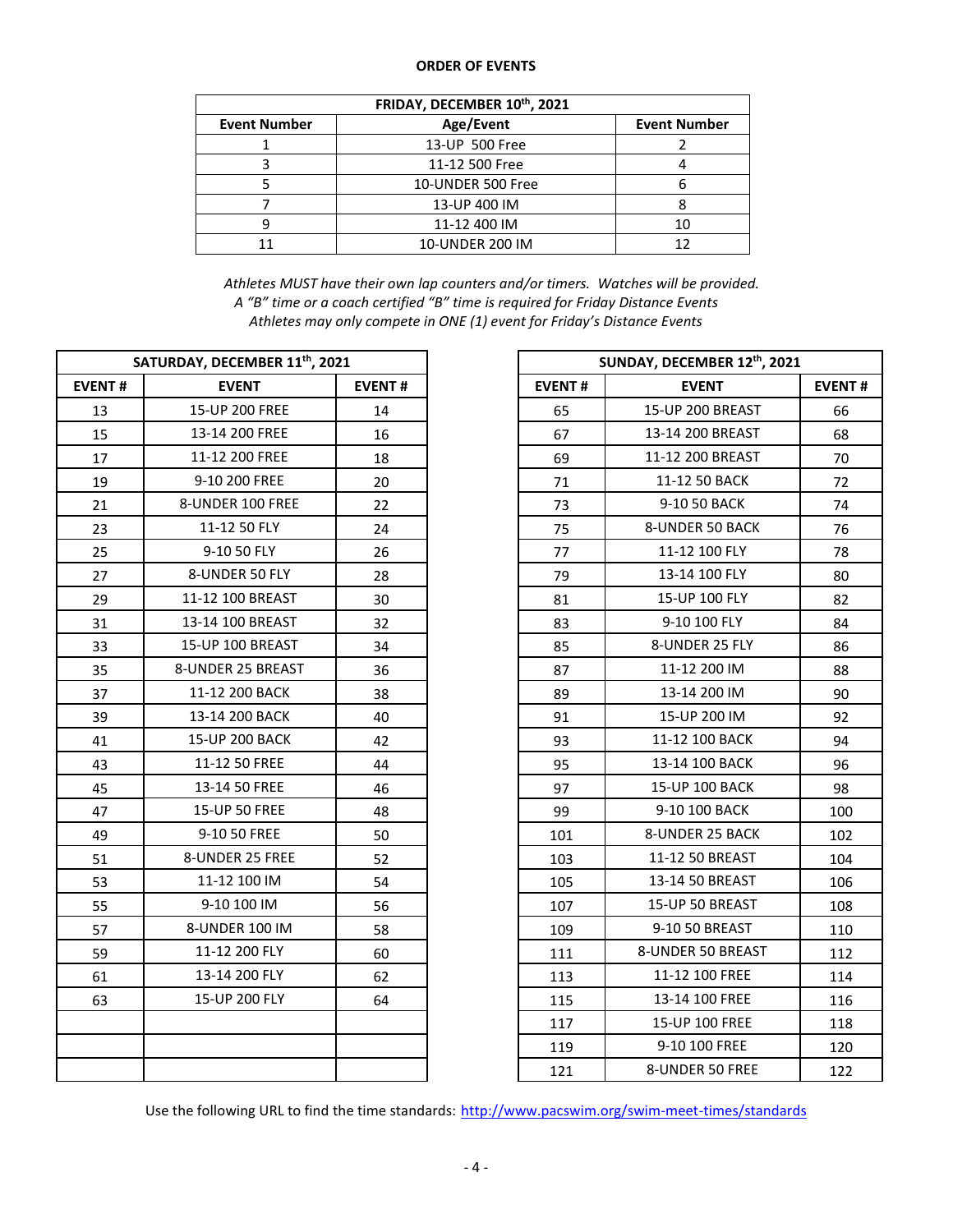**ORDER OF EVENTS**

| FRIDAY, DECEMBER 10th, 2021 | | |
|---|---|---|
| **Event Number** | **Age/Event** | **Event Number** |
| 1 | 13-UP 500 Free | 2 |
| 3 | 11-12 500 Free | 4 |
| 5 | 10-UNDER 500 Free | 6 |
| 7 | 13-UP 400 IM | 8 |
| 9 | 11-12 400 IM | 10 |
| 11 | 10-UNDER 200 IM | 12 |

*Athletes MUST have their own lap counters and/or timers. Watches will be provided.*
*A "B" time or a coach certified "B" time is required for Friday Distance Events*
*Athletes may only compete in ONE (1) event for Friday's Distance Events*

| SATURDAY, DECEMBER 11th, 2021 | | |
|---|---|---|
| **EVENT #** | **EVENT** | **EVENT #** |
| 13 | 15-UP 200 FREE | 14 |
| 15 | 13-14 200 FREE | 16 |
| 17 | 11-12 200 FREE | 18 |
| 19 | 9-10 200 FREE | 20 |
| 21 | 8-UNDER 100 FREE | 22 |
| 23 | 11-12 50 FLY | 24 |
| 25 | 9-10 50 FLY | 26 |
| 27 | 8-UNDER 50 FLY | 28 |
| 29 | 11-12 100 BREAST | 30 |
| 31 | 13-14 100 BREAST | 32 |
| 33 | 15-UP 100 BREAST | 34 |
| 35 | 8-UNDER 25 BREAST | 36 |
| 37 | 11-12 200 BACK | 38 |
| 39 | 13-14 200 BACK | 40 |
| 41 | 15-UP 200 BACK | 42 |
| 43 | 11-12 50 FREE | 44 |
| 45 | 13-14 50 FREE | 46 |
| 47 | 15-UP 50 FREE | 48 |
| 49 | 9-10 50 FREE | 50 |
| 51 | 8-UNDER 25 FREE | 52 |
| 53 | 11-12 100 IM | 54 |
| 55 | 9-10 100 IM | 56 |
| 57 | 8-UNDER 100 IM | 58 |
| 59 | 11-12 200 FLY | 60 |
| 61 | 13-14 200 FLY | 62 |
| 63 | 15-UP 200 FLY | 64 |
| | | |
| | | |
| | | |

| SUNDAY, DECEMBER 12th, 2021 | | |
|---|---|---|
| **EVENT #** | **EVENT** | **EVENT #** |
| 65 | 15-UP 200 BREAST | 66 |
| 67 | 13-14 200 BREAST | 68 |
| 69 | 11-12 200 BREAST | 70 |
| 71 | 11-12 50 BACK | 72 |
| 73 | 9-10 50 BACK | 74 |
| 75 | 8-UNDER 50 BACK | 76 |
| 77 | 11-12 100 FLY | 78 |
| 79 | 13-14 100 FLY | 80 |
| 81 | 15-UP 100 FLY | 82 |
| 83 | 9-10 100 FLY | 84 |
| 85 | 8-UNDER 25 FLY | 86 |
| 87 | 11-12 200 IM | 88 |
| 89 | 13-14 200 IM | 90 |
| 91 | 15-UP 200 IM | 92 |
| 93 | 11-12 100 BACK | 94 |
| 95 | 13-14 100 BACK | 96 |
| 97 | 15-UP 100 BACK | 98 |
| 99 | 9-10 100 BACK | 100 |
| 101 | 8-UNDER 25 BACK | 102 |
| 103 | 11-12 50 BREAST | 104 |
| 105 | 13-14 50 BREAST | 106 |
| 107 | 15-UP 50 BREAST | 108 |
| 109 | 9-10 50 BREAST | 110 |
| 111 | 8-UNDER 50 BREAST | 112 |
| 113 | 11-12 100 FREE | 114 |
| 115 | 13-14 100 FREE | 116 |
| 117 | 15-UP 100 FREE | 118 |
| 119 | 9-10 100 FREE | 120 |
| 121 | 8-UNDER 50 FREE | 122 |

Use the following URL to find the time standards: http://www.pacswim.org/swim-meet-times/standards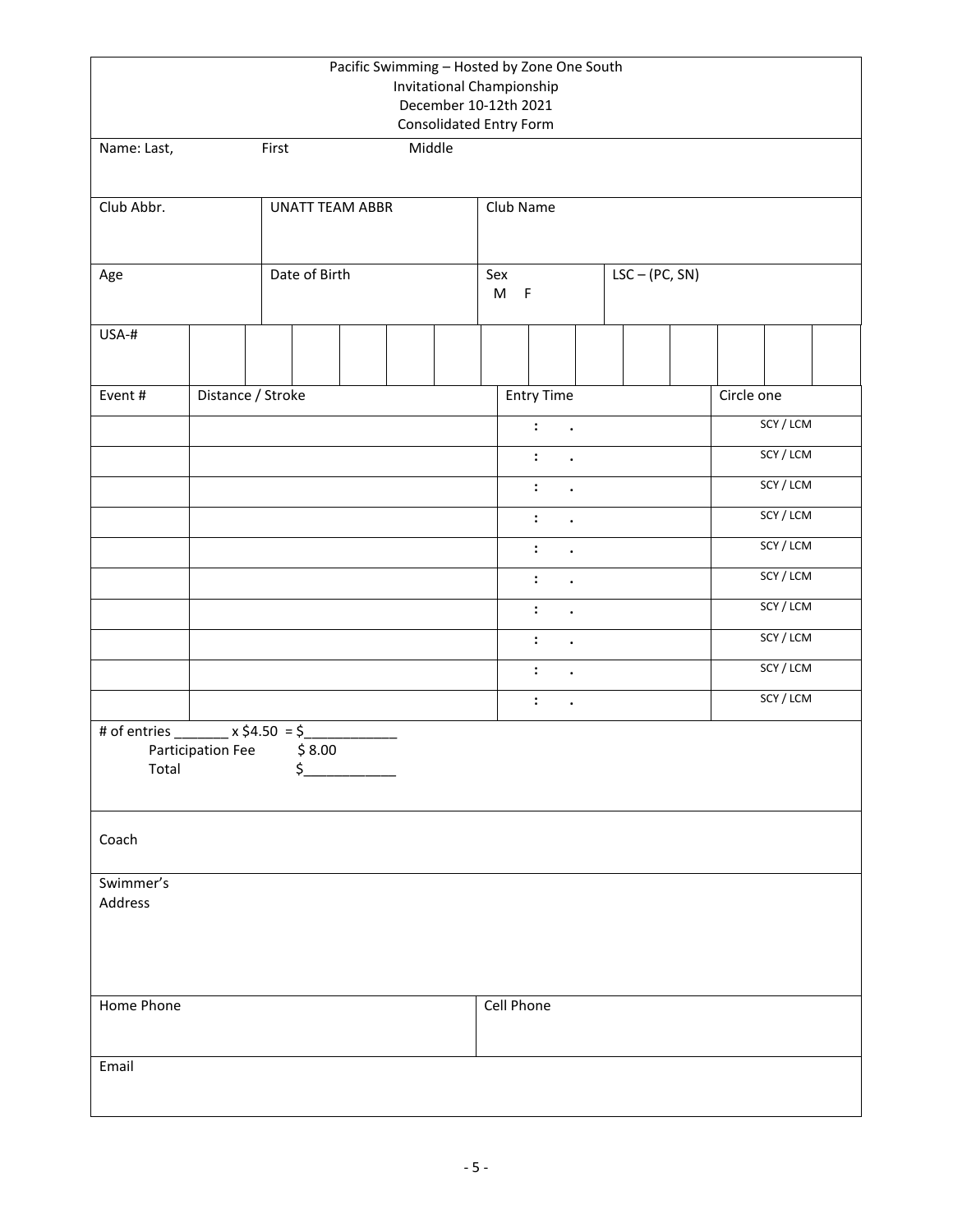Pacific Swimming – Hosted by Zone One South
Invitational Championship
December 10-12th 2021
Consolidated Entry Form

| Name: Last, | First | Middle |
|---|---|---|
| | | |

| Club Abbr. | UNATT TEAM ABBR | Club Name |
|---|---|---|
| | | |

| Age | Date of Birth | Sex M F | LSC – (PC, SN) |
|---|---|---|---|
| | | | |

| USA-# | | | | | | | | | | | | | | |
|---|---|---|---|---|---|---|---|---|---|---|---|---|---|---|
| | | | | | | | | | | | | | | |

| Event # | Distance / Stroke | Entry Time | Circle one |
|---|---|---|---|
| | | : . | SCY / LCM |
| | | : . | SCY / LCM |
| | | : . | SCY / LCM |
| | | : . | SCY / LCM |
| | | : . | SCY / LCM |
| | | : . | SCY / LCM |
| | | : . | SCY / LCM |
| | | : . | SCY / LCM |
| | | : . | SCY / LCM |
| | | : . | SCY / LCM |

# of entries _______ x $4.50 = $____________
Participation Fee $ 8.00
Total $____________

Coach

Swimmer's Address

| Home Phone | Cell Phone |
|---|---|
| | |

Email